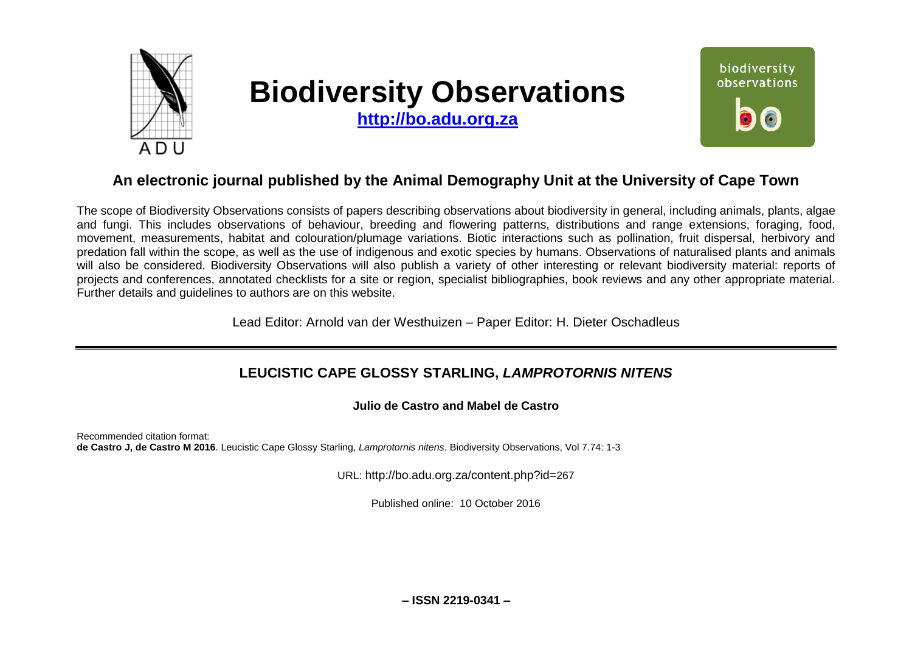# Biodiversity Observations

**http://bo.adu.org.za**

## An electronic journal published by the Animal Demography Unit at the University of Cape Town

The scope of Biodiversity Observations consists of papers describing observations about biodiversity in general, including animals, plants, algae and fungi. This includes observations of behaviour, breeding and flowering patterns, distributions and range extensions, foraging, food, movement, measurements, habitat and colouration/plumage variations. Biotic interactions such as pollination, fruit dispersal, herbivory and predation fall within the scope, as well as the use of indigenous and exotic species by humans. Observations of naturalised plants and animals will also be considered. Biodiversity Observations will also publish a variety of other interesting or relevant biodiversity material: reports of projects and conferences, annotated checklists for a site or region, specialist bibliographies, book reviews and any other appropriate material. Further details and guidelines to authors are on this website.

Lead Editor: Arnold van der Westhuizen – Paper Editor: H. Dieter Oschadleus

---

## LEUCISTIC CAPE GLOSSY STARLING, *LAMPROTORNIS NITENS*

**Julio de Castro and Mabel de Castro**

Recommended citation format:
**de Castro J, de Castro M 2016**. Leucistic Cape Glossy Starling, *Lamprotornis nitens*. Biodiversity Observations, Vol 7.74: 1-3

URL: http://bo.adu.org.za/content.php?id=267

Published online: 10 October 2016

**– ISSN 2219-0341 –**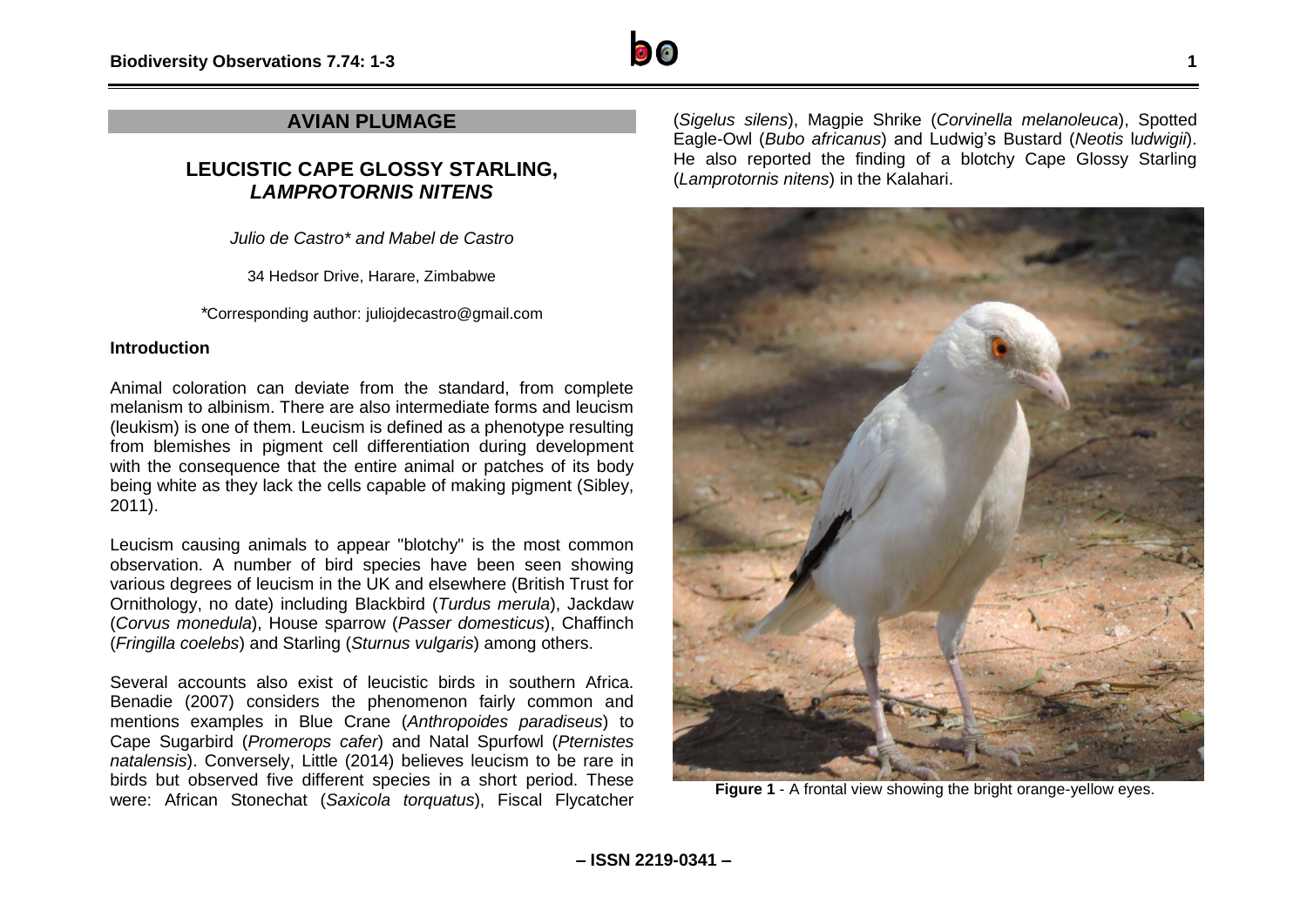## AVIAN PLUMAGE

# LEUCISTIC CAPE GLOSSY STARLING, *LAMPROTORNIS NITENS*

*Julio de Castro\* and Mabel de Castro*

34 Hedsor Drive, Harare, Zimbabwe

*Corresponding author: juliojdecastro@gmail.com

### Introduction

Animal coloration can deviate from the standard, from complete melanism to albinism. There are also intermediate forms and leucism (leukism) is one of them. Leucism is defined as a phenotype resulting from blemishes in pigment cell differentiation during development with the consequence that the entire animal or patches of its body being white as they lack the cells capable of making pigment (Sibley, 2011).

Leucism causing animals to appear "blotchy" is the most common observation. A number of bird species have been seen showing various degrees of leucism in the UK and elsewhere (British Trust for Ornithology, no date) including Blackbird (*Turdus merula*), Jackdaw (*Corvus monedula*), House sparrow (*Passer domesticus*), Chaffinch (*Fringilla coelebs*) and Starling (*Sturnus vulgaris*) among others.

Several accounts also exist of leucistic birds in southern Africa. Benadie (2007) considers the phenomenon fairly common and mentions examples in Blue Crane (*Anthropoides paradiseus*) to Cape Sugarbird (*Promerops cafer*) and Natal Spurfowl (*Pternistes natalensis*). Conversely, Little (2014) believes leucism to be rare in birds but observed five different species in a short period. These were: African Stonechat (*Saxicola torquatus*), Fiscal Flycatcher (*Sigelus silens*), Magpie Shrike (*Corvinella melanoleuca*), Spotted Eagle-Owl (*Bubo africanus*) and Ludwig's Bustard (*Neotis ludwigii*). He also reported the finding of a blotchy Cape Glossy Starling (*Lamprotornis nitens*) in the Kalahari.

**Figure 1** - A frontal view showing the bright orange-yellow eyes.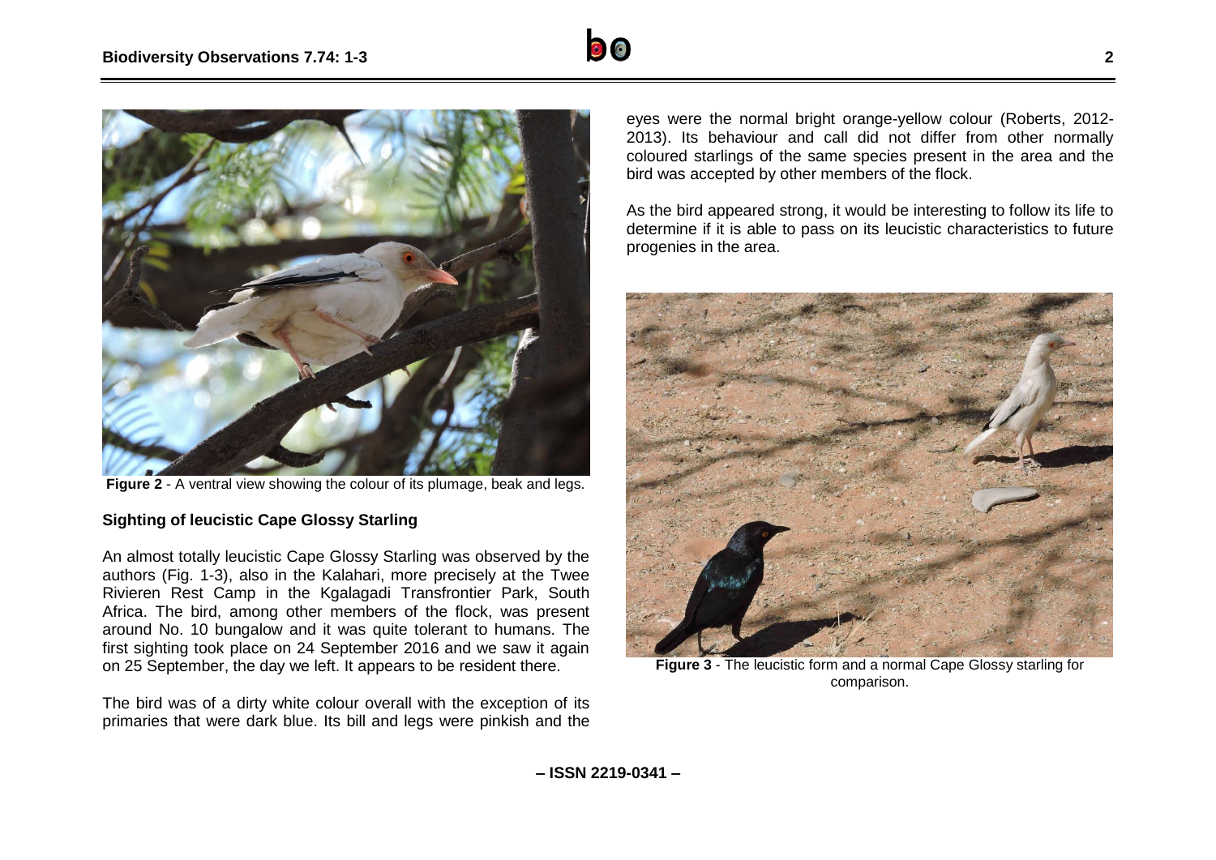Figure 2 - A ventral view showing the colour of its plumage, beak and legs.

### Sighting of leucistic Cape Glossy Starling

An almost totally leucistic Cape Glossy Starling was observed by the authors (Fig. 1-3), also in the Kalahari, more precisely at the Twee Rivieren Rest Camp in the Kgalagadi Transfrontier Park, South Africa. The bird, among other members of the flock, was present around No. 10 bungalow and it was quite tolerant to humans. The first sighting took place on 24 September 2016 and we saw it again on 25 September, the day we left. It appears to be resident there.

The bird was of a dirty white colour overall with the exception of its primaries that were dark blue. Its bill and legs were pinkish and the eyes were the normal bright orange-yellow colour (Roberts, 2012-2013). Its behaviour and call did not differ from other normally coloured starlings of the same species present in the area and the bird was accepted by other members of the flock.

As the bird appeared strong, it would be interesting to follow its life to determine if it is able to pass on its leucistic characteristics to future progenies in the area.

Figure 3 - The leucistic form and a normal Cape Glossy starling for comparison.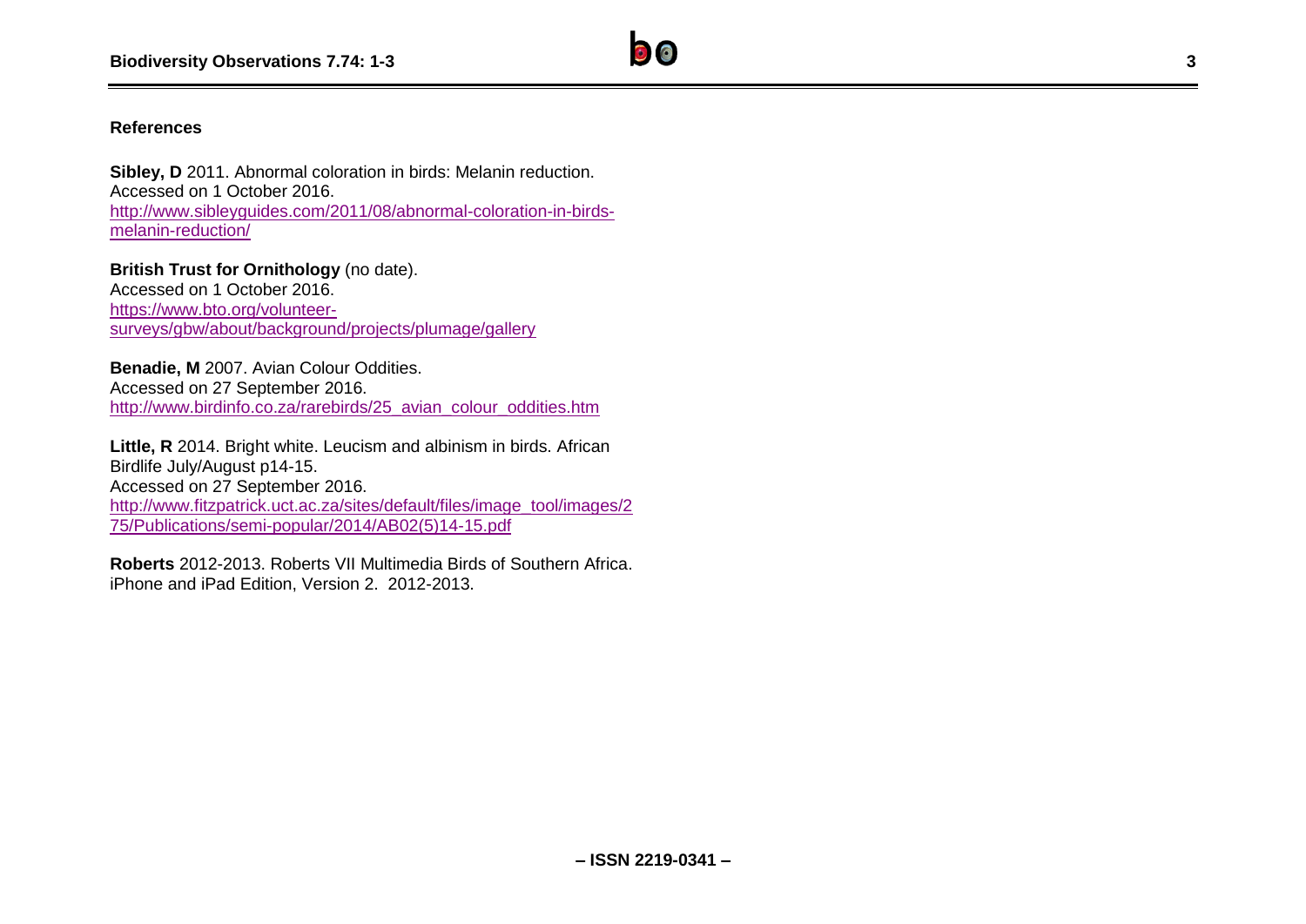## References

**Sibley, D** 2011. Abnormal coloration in birds: Melanin reduction. Accessed on 1 October 2016. http://www.sibleyguides.com/2011/08/abnormal-coloration-in-birds-melanin-reduction/

**British Trust for Ornithology** (no date). Accessed on 1 October 2016. https://www.bto.org/volunteer-surveys/gbw/about/background/projects/plumage/gallery

**Benadie, M** 2007. Avian Colour Oddities. Accessed on 27 September 2016. http://www.birdinfo.co.za/rarebirds/25_avian_colour_oddities.htm

**Little, R** 2014. Bright white. Leucism and albinism in birds. African Birdlife July/August p14-15. Accessed on 27 September 2016. http://www.fitzpatrick.uct.ac.za/sites/default/files/image_tool/images/275/Publications/semi-popular/2014/AB02(5)14-15.pdf

**Roberts** 2012-2013. Roberts VII Multimedia Birds of Southern Africa. iPhone and iPad Edition, Version 2. 2012-2013.

– ISSN 2219-0341 –